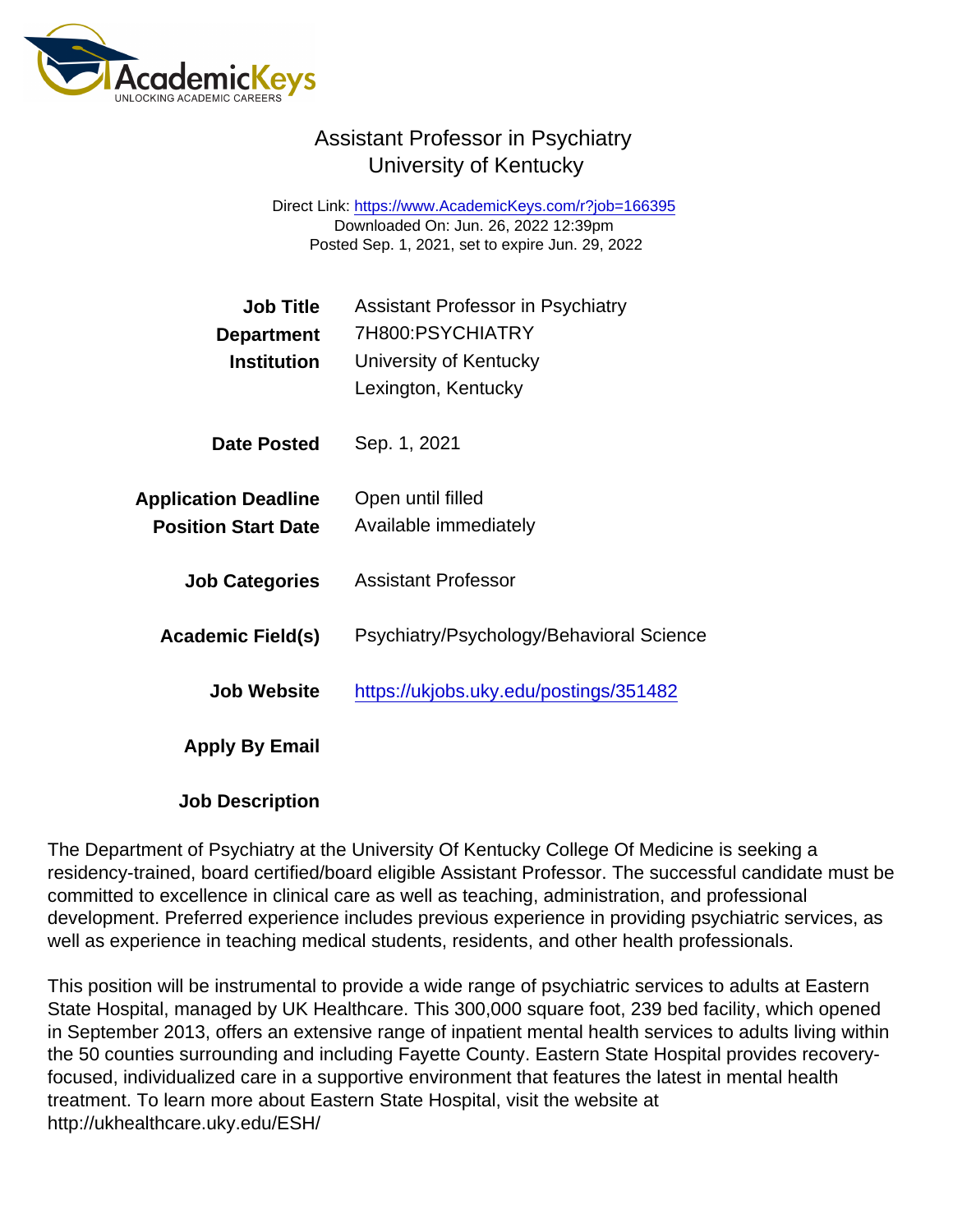# Assistant Professor in Psychiatry
## University of Kentucky

Direct Link: https://www.AcademicKeys.com/r?job=166395
Downloaded On: Jun. 26, 2022 12:39pm
Posted Sep. 1, 2021, set to expire Jun. 29, 2022

| | |
|---|---|
| **Job Title** | Assistant Professor in Psychiatry |
| **Department** | 7H800:PSYCHIATRY |
| **Institution** | University of Kentucky<br>Lexington, Kentucky |
| **Date Posted** | Sep. 1, 2021 |
| **Application Deadline** | Open until filled |
| **Position Start Date** | Available immediately |
| **Job Categories** | Assistant Professor |
| **Academic Field(s)** | Psychiatry/Psychology/Behavioral Science |
| **Job Website** | https://ukjobs.uky.edu/postings/351482 |
| **Apply By Email** | |

**Job Description**

The Department of Psychiatry at the University Of Kentucky College Of Medicine is seeking a residency-trained, board certified/board eligible Assistant Professor. The successful candidate must be committed to excellence in clinical care as well as teaching, administration, and professional development. Preferred experience includes previous experience in providing psychiatric services, as well as experience in teaching medical students, residents, and other health professionals.

This position will be instrumental to provide a wide range of psychiatric services to adults at Eastern State Hospital, managed by UK Healthcare. This 300,000 square foot, 239 bed facility, which opened in September 2013, offers an extensive range of inpatient mental health services to adults living within the 50 counties surrounding and including Fayette County. Eastern State Hospital provides recovery-focused, individualized care in a supportive environment that features the latest in mental health treatment. To learn more about Eastern State Hospital, visit the website at http://ukhealthcare.uky.edu/ESH/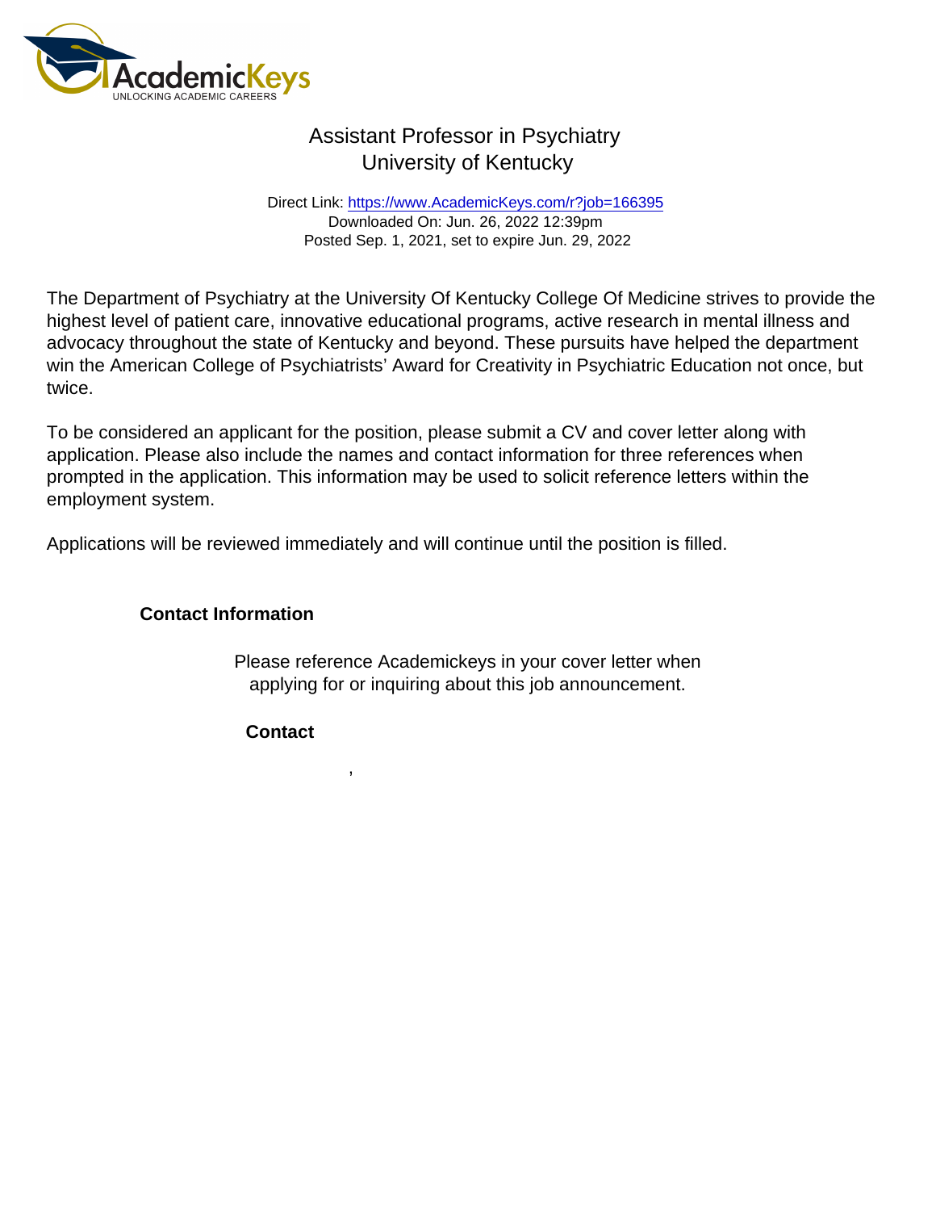# Assistant Professor in Psychiatry
## University of Kentucky

Direct Link: https://www.AcademicKeys.com/r?job=166395
Downloaded On: Jun. 26, 2022 12:39pm
Posted Sep. 1, 2021, set to expire Jun. 29, 2022

The Department of Psychiatry at the University Of Kentucky College Of Medicine strives to provide the highest level of patient care, innovative educational programs, active research in mental illness and advocacy throughout the state of Kentucky and beyond. These pursuits have helped the department win the American College of Psychiatrists' Award for Creativity in Psychiatric Education not once, but twice.

To be considered an applicant for the position, please submit a CV and cover letter along with application. Please also include the names and contact information for three references when prompted in the application. This information may be used to solicit reference letters within the employment system.

Applications will be reviewed immediately and will continue until the position is filled.

**Contact Information**

Please reference Academickeys in your cover letter when applying for or inquiring about this job announcement.

**Contact**

,